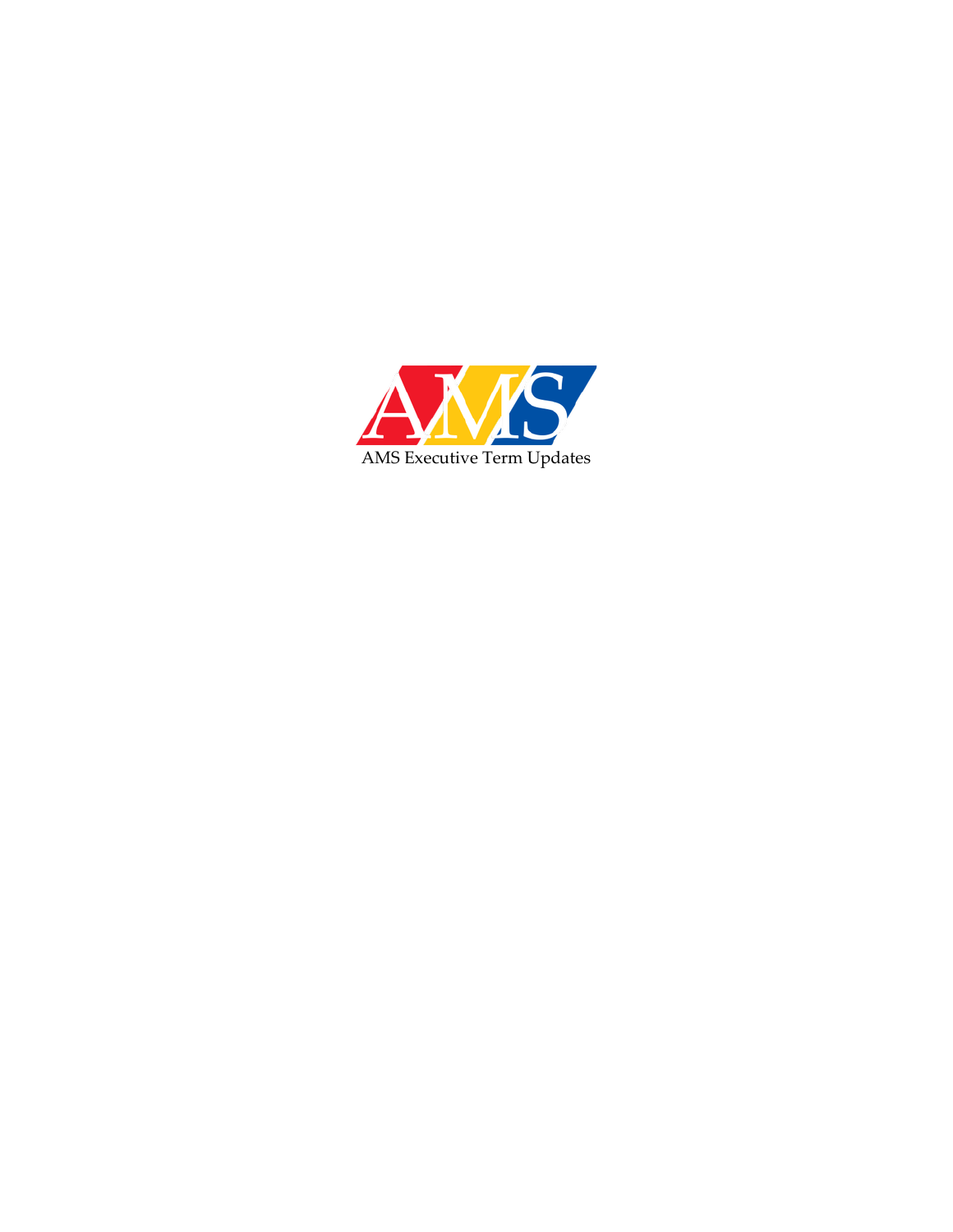AMS

AMS Executive Term Updates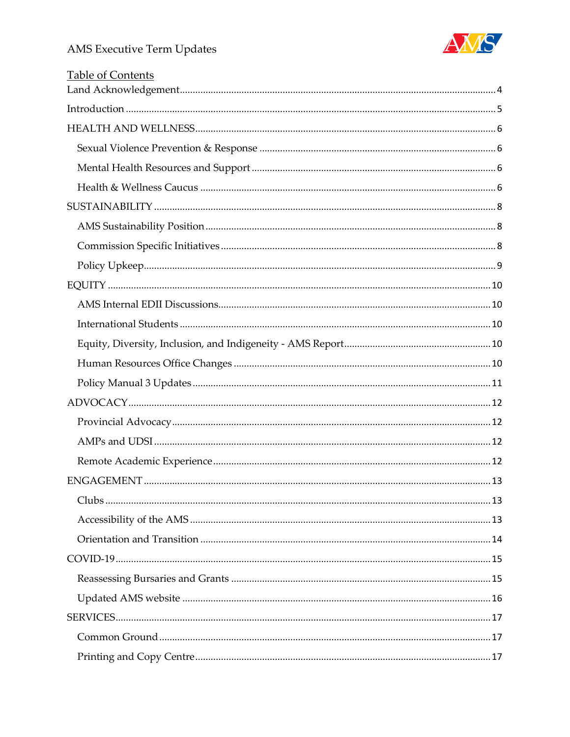## Table of Contents

Land Acknowledgement ........ 4

Introduction ........ 5

HEALTH AND WELLNESS ........ 6

- Sexual Violence Prevention & Response ........ 6
- Mental Health Resources and Support ........ 6
- Health & Wellness Caucus ........ 6

SUSTAINABILITY ........ 8

- AMS Sustainability Position ........ 8
- Commission Specific Initiatives ........ 8
- Policy Upkeep ........ 9

EQUITY ........ 10

- AMS Internal EDII Discussions ........ 10
- International Students ........ 10
- Equity, Diversity, Inclusion, and Indigeneity - AMS Report ........ 10
- Human Resources Office Changes ........ 10
- Policy Manual 3 Updates ........ 11

ADVOCACY ........ 12

- Provincial Advocacy ........ 12
- AMPs and UDSI ........ 12
- Remote Academic Experience ........ 12

ENGAGEMENT ........ 13

- Clubs ........ 13
- Accessibility of the AMS ........ 13
- Orientation and Transition ........ 14

COVID-19 ........ 15

- Reassessing Bursaries and Grants ........ 15
- Updated AMS website ........ 16

SERVICES ........ 17

- Common Ground ........ 17
- Printing and Copy Centre ........ 17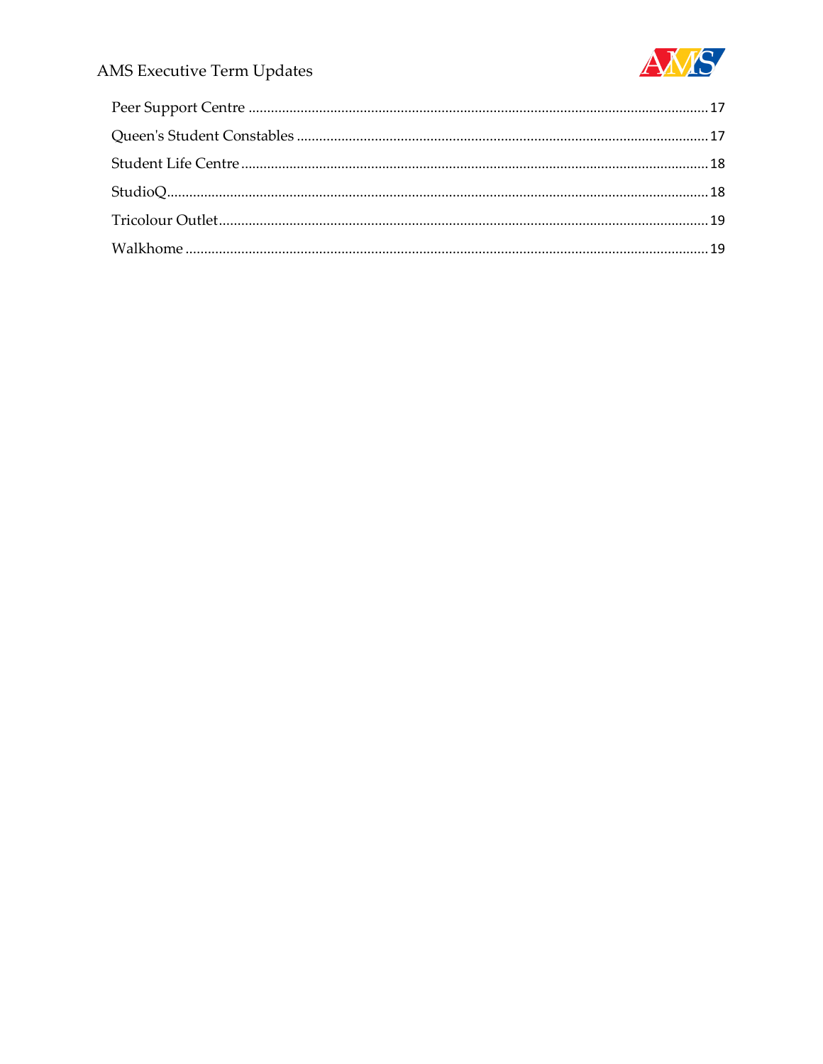Peer Support Centre ........................................................................................................................ 17

Queen's Student Constables ........................................................................................................... 17

Student Life Centre .......................................................................................................................... 18

StudioQ ............................................................................................................................................... 18

Tricolour Outlet ................................................................................................................................ 19

Walkhome .......................................................................................................................................... 19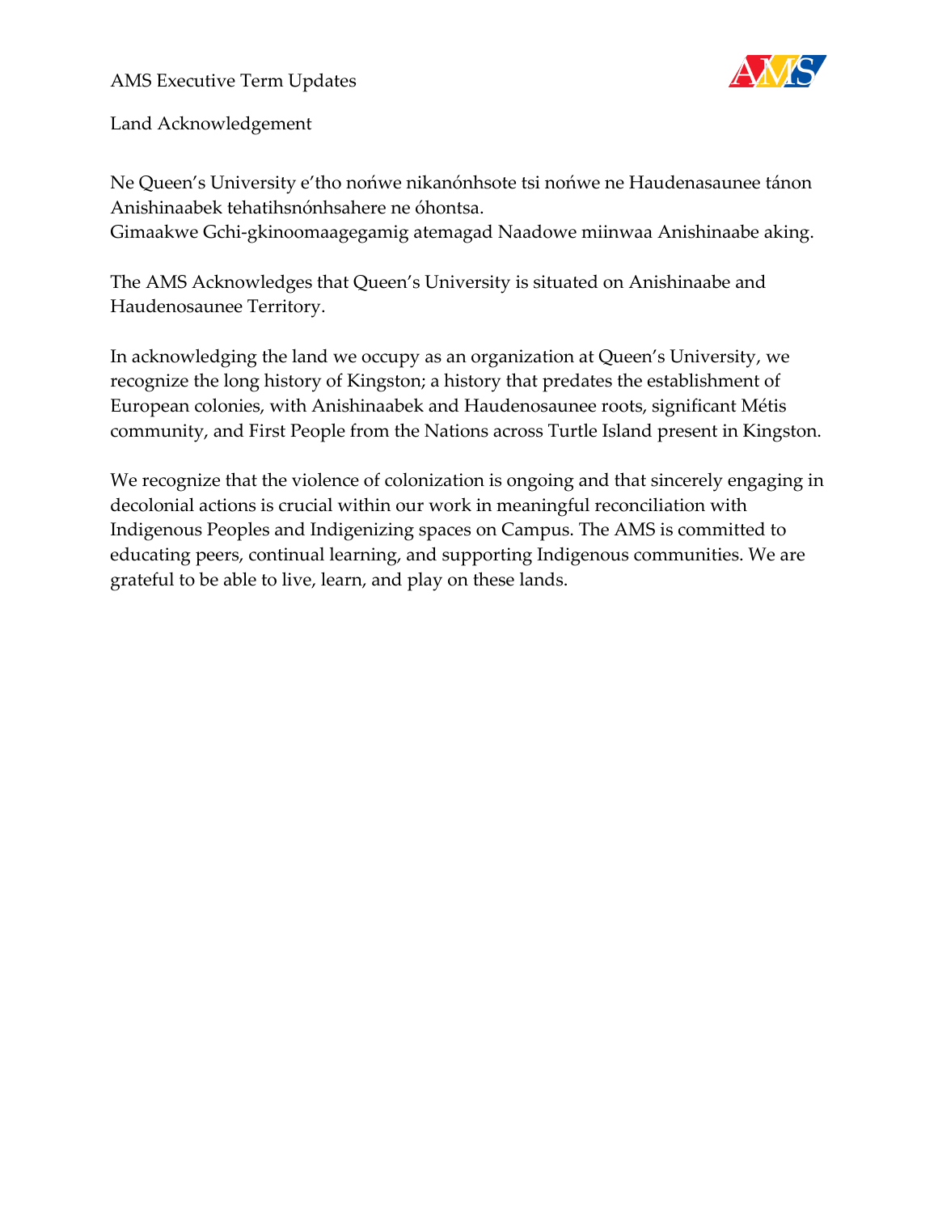AMS Executive Term Updates

## Land Acknowledgement

Ne Queen's University e'tho nońwe nikanónhsote tsi nońwe ne Haudenasaunee tánon Anishinaabek tehatihsnónhsahere ne óhontsa.
Gimaakwe Gchi-gkinoomaagegamig atemagad Naadowe miinwaa Anishinaabe aking.

The AMS Acknowledges that Queen's University is situated on Anishinaabe and Haudenosaunee Territory.

In acknowledging the land we occupy as an organization at Queen's University, we recognize the long history of Kingston; a history that predates the establishment of European colonies, with Anishinaabek and Haudenosaunee roots, significant Métis community, and First People from the Nations across Turtle Island present in Kingston.

We recognize that the violence of colonization is ongoing and that sincerely engaging in decolonial actions is crucial within our work in meaningful reconciliation with Indigenous Peoples and Indigenizing spaces on Campus. The AMS is committed to educating peers, continual learning, and supporting Indigenous communities. We are grateful to be able to live, learn, and play on these lands.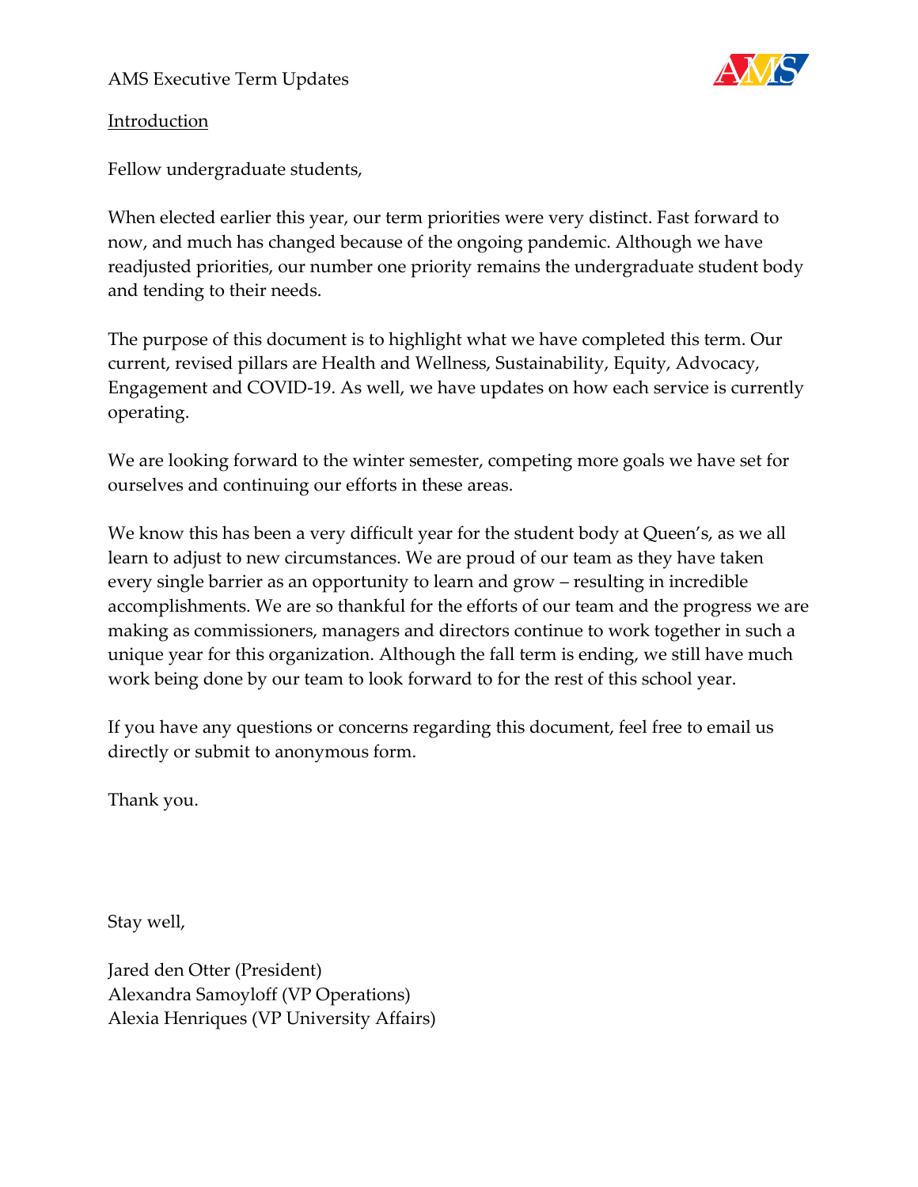AMS Executive Term Updates

Introduction

Fellow undergraduate students,

When elected earlier this year, our term priorities were very distinct. Fast forward to now, and much has changed because of the ongoing pandemic. Although we have readjusted priorities, our number one priority remains the undergraduate student body and tending to their needs.

The purpose of this document is to highlight what we have completed this term. Our current, revised pillars are Health and Wellness, Sustainability, Equity, Advocacy, Engagement and COVID-19. As well, we have updates on how each service is currently operating.

We are looking forward to the winter semester, competing more goals we have set for ourselves and continuing our efforts in these areas.

We know this has been a very difficult year for the student body at Queen's, as we all learn to adjust to new circumstances. We are proud of our team as they have taken every single barrier as an opportunity to learn and grow – resulting in incredible accomplishments. We are so thankful for the efforts of our team and the progress we are making as commissioners, managers and directors continue to work together in such a unique year for this organization. Although the fall term is ending, we still have much work being done by our team to look forward to for the rest of this school year.

If you have any questions or concerns regarding this document, feel free to email us directly or submit to anonymous form.

Thank you.

Stay well,

Jared den Otter (President)
Alexandra Samoyloff (VP Operations)
Alexia Henriques (VP University Affairs)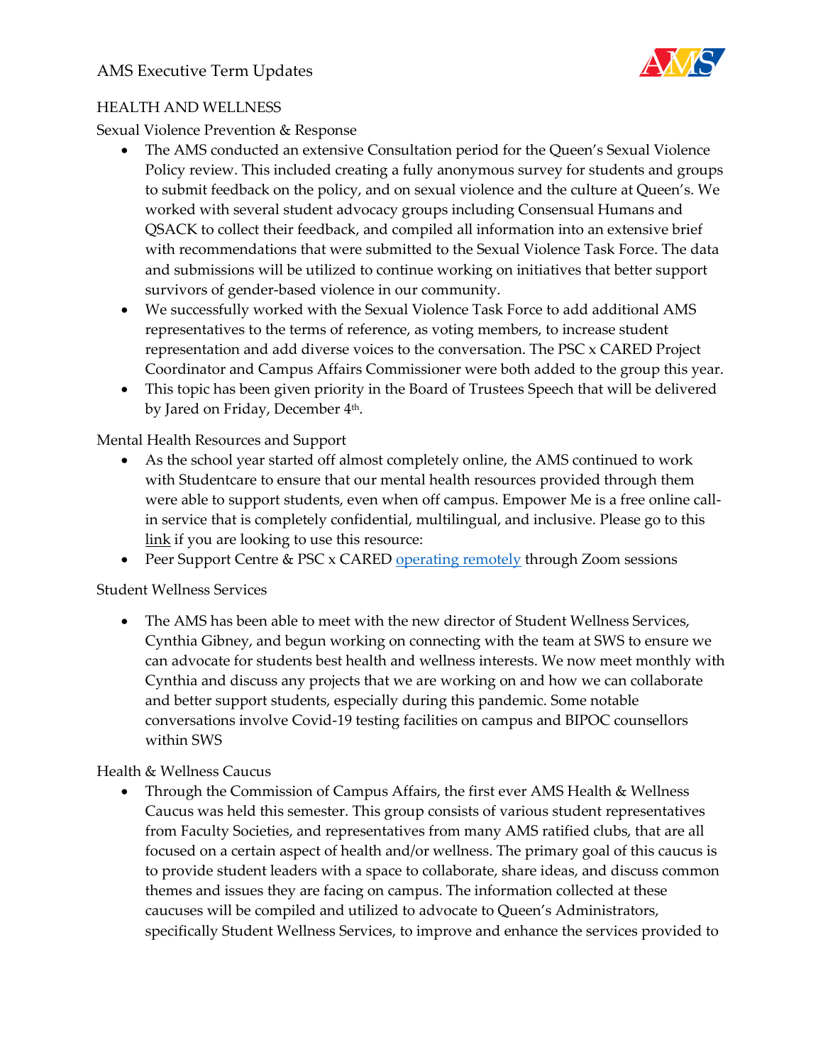## HEALTH AND WELLNESS

### Sexual Violence Prevention & Response

- The AMS conducted an extensive Consultation period for the Queen's Sexual Violence Policy review. This included creating a fully anonymous survey for students and groups to submit feedback on the policy, and on sexual violence and the culture at Queen's. We worked with several student advocacy groups including Consensual Humans and QSACK to collect their feedback, and compiled all information into an extensive brief with recommendations that were submitted to the Sexual Violence Task Force. The data and submissions will be utilized to continue working on initiatives that better support survivors of gender-based violence in our community.
- We successfully worked with the Sexual Violence Task Force to add additional AMS representatives to the terms of reference, as voting members, to increase student representation and add diverse voices to the conversation. The PSC x CARED Project Coordinator and Campus Affairs Commissioner were both added to the group this year.
- This topic has been given priority in the Board of Trustees Speech that will be delivered by Jared on Friday, December 4th.

### Mental Health Resources and Support

- As the school year started off almost completely online, the AMS continued to work with Studentcare to ensure that our mental health resources provided through them were able to support students, even when off campus. Empower Me is a free online call-in service that is completely confidential, multilingual, and inclusive. Please go to this link if you are looking to use this resource:
- Peer Support Centre & PSC x CARED operating remotely through Zoom sessions

### Student Wellness Services

- The AMS has been able to meet with the new director of Student Wellness Services, Cynthia Gibney, and begun working on connecting with the team at SWS to ensure we can advocate for students best health and wellness interests. We now meet monthly with Cynthia and discuss any projects that we are working on and how we can collaborate and better support students, especially during this pandemic. Some notable conversations involve Covid-19 testing facilities on campus and BIPOC counsellors within SWS

### Health & Wellness Caucus

- Through the Commission of Campus Affairs, the first ever AMS Health & Wellness Caucus was held this semester. This group consists of various student representatives from Faculty Societies, and representatives from many AMS ratified clubs, that are all focused on a certain aspect of health and/or wellness. The primary goal of this caucus is to provide student leaders with a space to collaborate, share ideas, and discuss common themes and issues they are facing on campus. The information collected at these caucuses will be compiled and utilized to advocate to Queen's Administrators, specifically Student Wellness Services, to improve and enhance the services provided to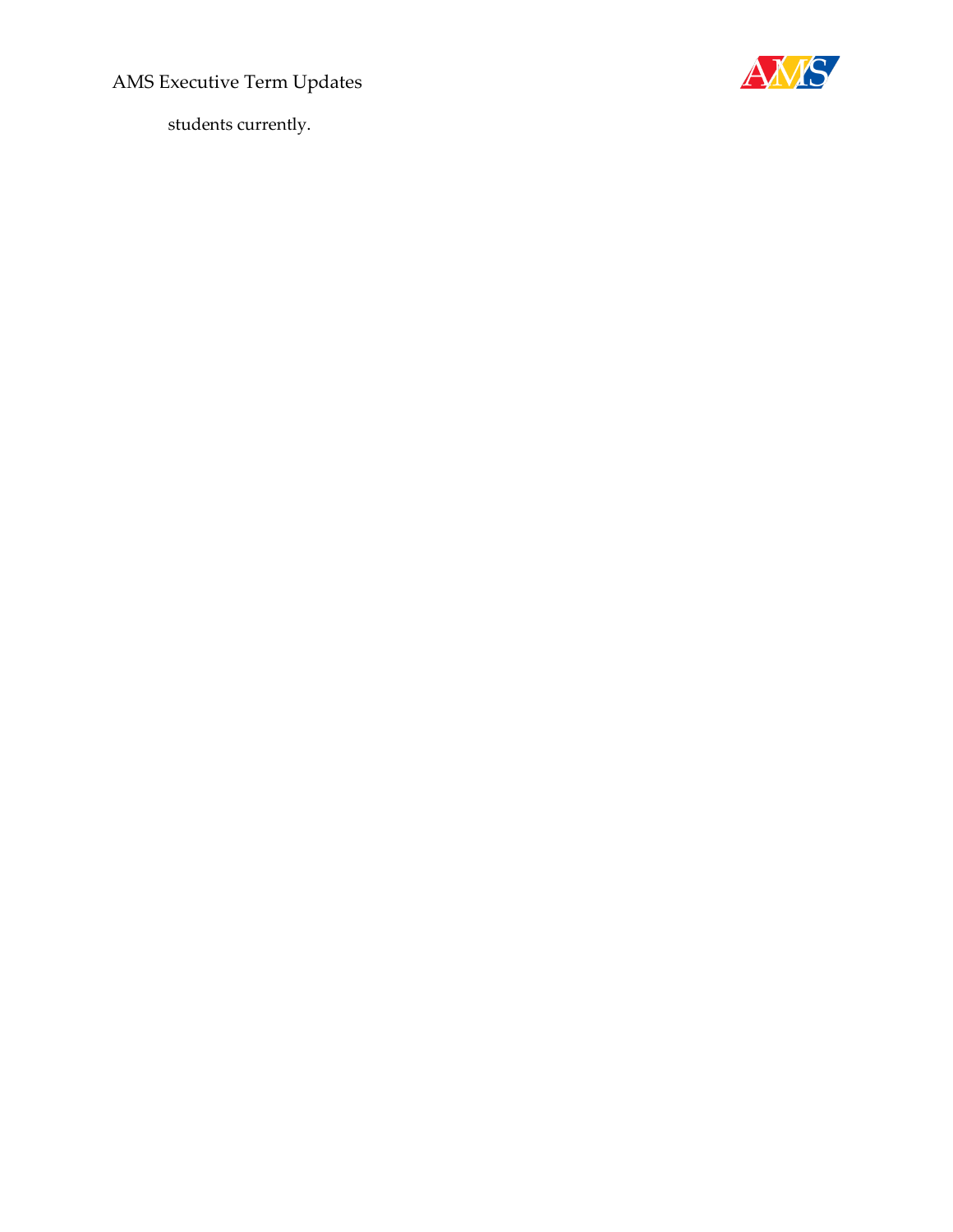students currently.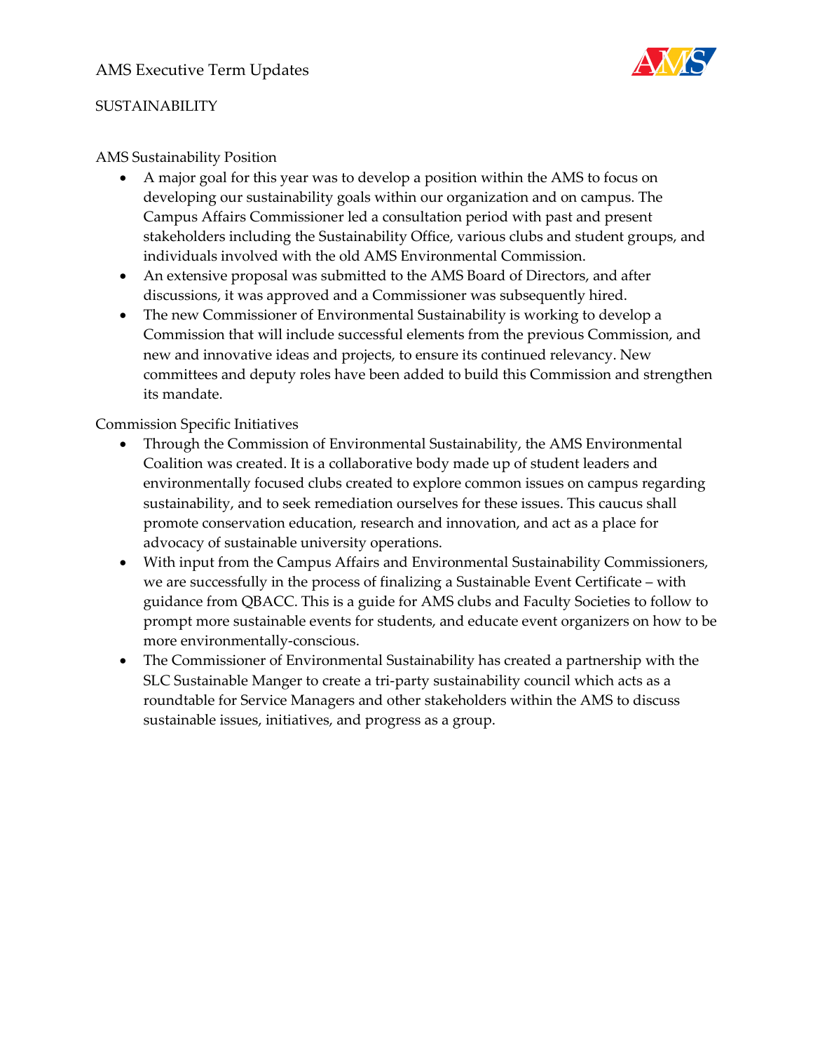## SUSTAINABILITY

### AMS Sustainability Position

- A major goal for this year was to develop a position within the AMS to focus on developing our sustainability goals within our organization and on campus. The Campus Affairs Commissioner led a consultation period with past and present stakeholders including the Sustainability Office, various clubs and student groups, and individuals involved with the old AMS Environmental Commission.
- An extensive proposal was submitted to the AMS Board of Directors, and after discussions, it was approved and a Commissioner was subsequently hired.
- The new Commissioner of Environmental Sustainability is working to develop a Commission that will include successful elements from the previous Commission, and new and innovative ideas and projects, to ensure its continued relevancy. New committees and deputy roles have been added to build this Commission and strengthen its mandate.

### Commission Specific Initiatives

- Through the Commission of Environmental Sustainability, the AMS Environmental Coalition was created. It is a collaborative body made up of student leaders and environmentally focused clubs created to explore common issues on campus regarding sustainability, and to seek remediation ourselves for these issues. This caucus shall promote conservation education, research and innovation, and act as a place for advocacy of sustainable university operations.
- With input from the Campus Affairs and Environmental Sustainability Commissioners, we are successfully in the process of finalizing a Sustainable Event Certificate – with guidance from QBACC. This is a guide for AMS clubs and Faculty Societies to follow to prompt more sustainable events for students, and educate event organizers on how to be more environmentally-conscious.
- The Commissioner of Environmental Sustainability has created a partnership with the SLC Sustainable Manger to create a tri-party sustainability council which acts as a roundtable for Service Managers and other stakeholders within the AMS to discuss sustainable issues, initiatives, and progress as a group.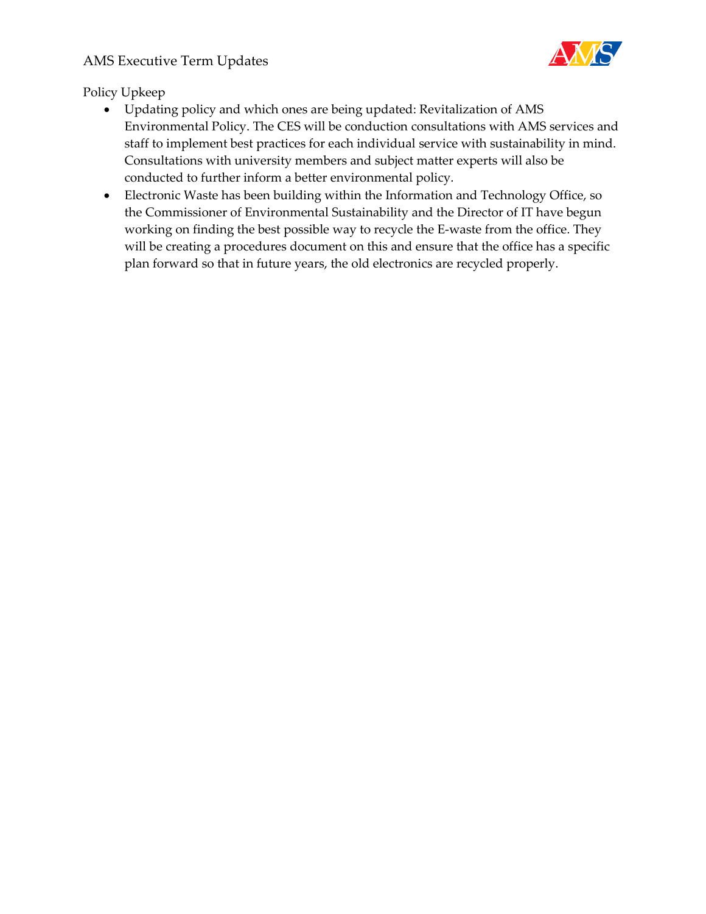Policy Upkeep

- Updating policy and which ones are being updated: Revitalization of AMS Environmental Policy. The CES will be conduction consultations with AMS services and staff to implement best practices for each individual service with sustainability in mind. Consultations with university members and subject matter experts will also be conducted to further inform a better environmental policy.
- Electronic Waste has been building within the Information and Technology Office, so the Commissioner of Environmental Sustainability and the Director of IT have begun working on finding the best possible way to recycle the E-waste from the office. They will be creating a procedures document on this and ensure that the office has a specific plan forward so that in future years, the old electronics are recycled properly.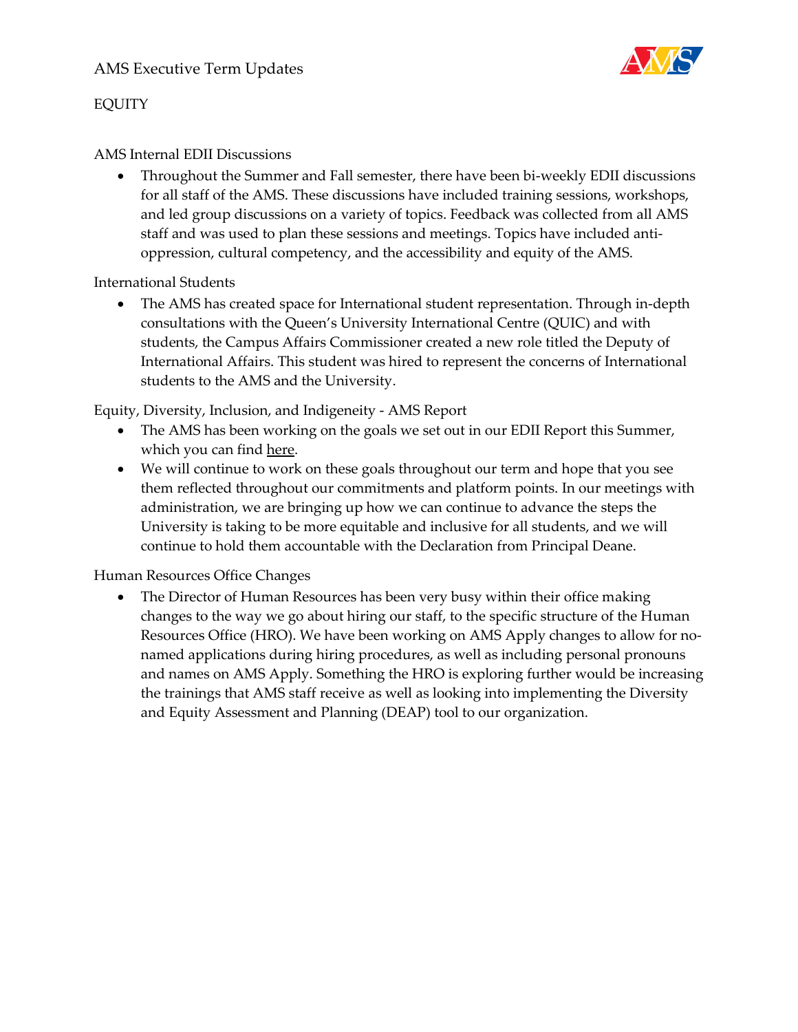# EQUITY

## AMS Internal EDII Discussions

- Throughout the Summer and Fall semester, there have been bi-weekly EDII discussions for all staff of the AMS. These discussions have included training sessions, workshops, and led group discussions on a variety of topics. Feedback was collected from all AMS staff and was used to plan these sessions and meetings. Topics have included anti-oppression, cultural competency, and the accessibility and equity of the AMS.

## International Students

- The AMS has created space for International student representation. Through in-depth consultations with the Queen's University International Centre (QUIC) and with students, the Campus Affairs Commissioner created a new role titled the Deputy of International Affairs. This student was hired to represent the concerns of International students to the AMS and the University.

## Equity, Diversity, Inclusion, and Indigeneity - AMS Report

- The AMS has been working on the goals we set out in our EDII Report this Summer, which you can find here.
- We will continue to work on these goals throughout our term and hope that you see them reflected throughout our commitments and platform points. In our meetings with administration, we are bringing up how we can continue to advance the steps the University is taking to be more equitable and inclusive for all students, and we will continue to hold them accountable with the Declaration from Principal Deane.

## Human Resources Office Changes

- The Director of Human Resources has been very busy within their office making changes to the way we go about hiring our staff, to the specific structure of the Human Resources Office (HRO). We have been working on AMS Apply changes to allow for no-named applications during hiring procedures, as well as including personal pronouns and names on AMS Apply. Something the HRO is exploring further would be increasing the trainings that AMS staff receive as well as looking into implementing the Diversity and Equity Assessment and Planning (DEAP) tool to our organization.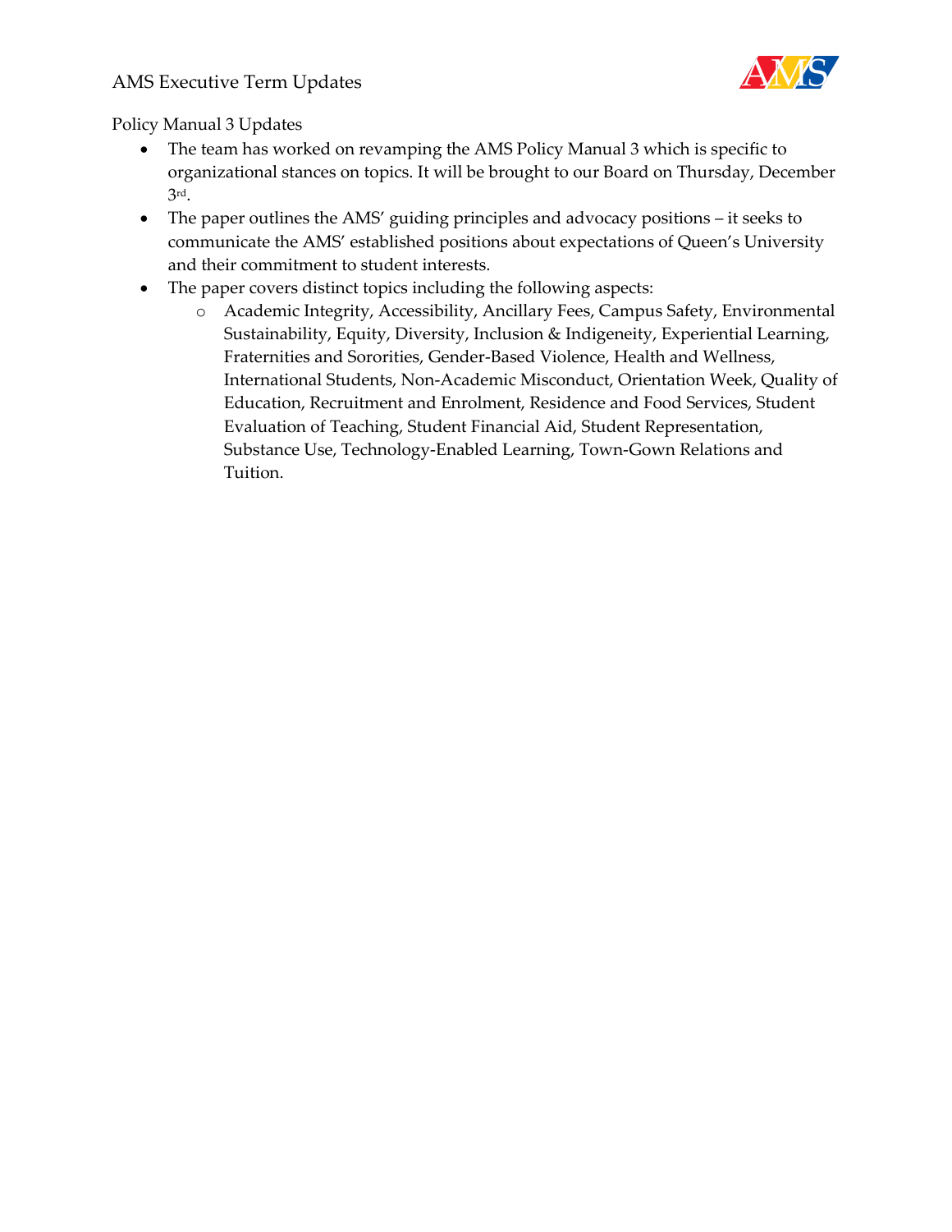Policy Manual 3 Updates

- The team has worked on revamping the AMS Policy Manual 3 which is specific to organizational stances on topics. It will be brought to our Board on Thursday, December 3rd.
- The paper outlines the AMS' guiding principles and advocacy positions – it seeks to communicate the AMS' established positions about expectations of Queen's University and their commitment to student interests.
- The paper covers distinct topics including the following aspects:
  - Academic Integrity, Accessibility, Ancillary Fees, Campus Safety, Environmental Sustainability, Equity, Diversity, Inclusion & Indigeneity, Experiential Learning, Fraternities and Sororities, Gender-Based Violence, Health and Wellness, International Students, Non-Academic Misconduct, Orientation Week, Quality of Education, Recruitment and Enrolment, Residence and Food Services, Student Evaluation of Teaching, Student Financial Aid, Student Representation, Substance Use, Technology-Enabled Learning, Town-Gown Relations and Tuition.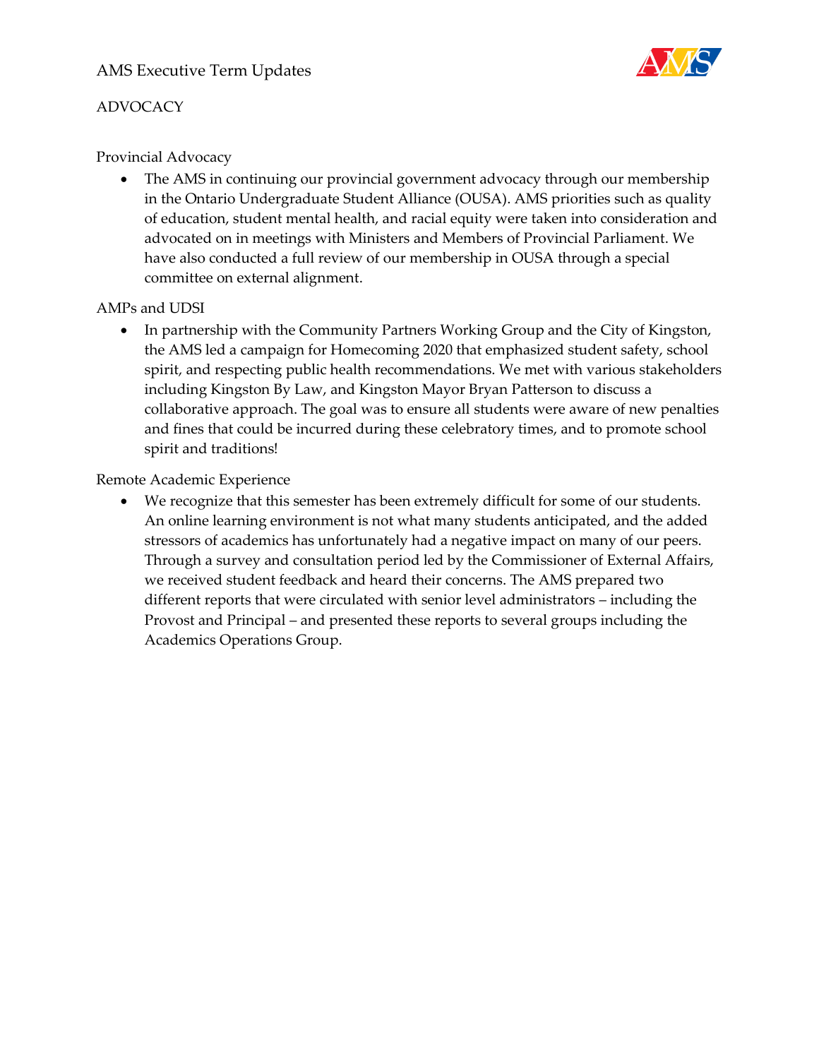## ADVOCACY

### Provincial Advocacy

- The AMS in continuing our provincial government advocacy through our membership in the Ontario Undergraduate Student Alliance (OUSA). AMS priorities such as quality of education, student mental health, and racial equity were taken into consideration and advocated on in meetings with Ministers and Members of Provincial Parliament. We have also conducted a full review of our membership in OUSA through a special committee on external alignment.

### AMPs and UDSI

- In partnership with the Community Partners Working Group and the City of Kingston, the AMS led a campaign for Homecoming 2020 that emphasized student safety, school spirit, and respecting public health recommendations. We met with various stakeholders including Kingston By Law, and Kingston Mayor Bryan Patterson to discuss a collaborative approach. The goal was to ensure all students were aware of new penalties and fines that could be incurred during these celebratory times, and to promote school spirit and traditions!

### Remote Academic Experience

- We recognize that this semester has been extremely difficult for some of our students. An online learning environment is not what many students anticipated, and the added stressors of academics has unfortunately had a negative impact on many of our peers. Through a survey and consultation period led by the Commissioner of External Affairs, we received student feedback and heard their concerns. The AMS prepared two different reports that were circulated with senior level administrators – including the Provost and Principal – and presented these reports to several groups including the Academics Operations Group.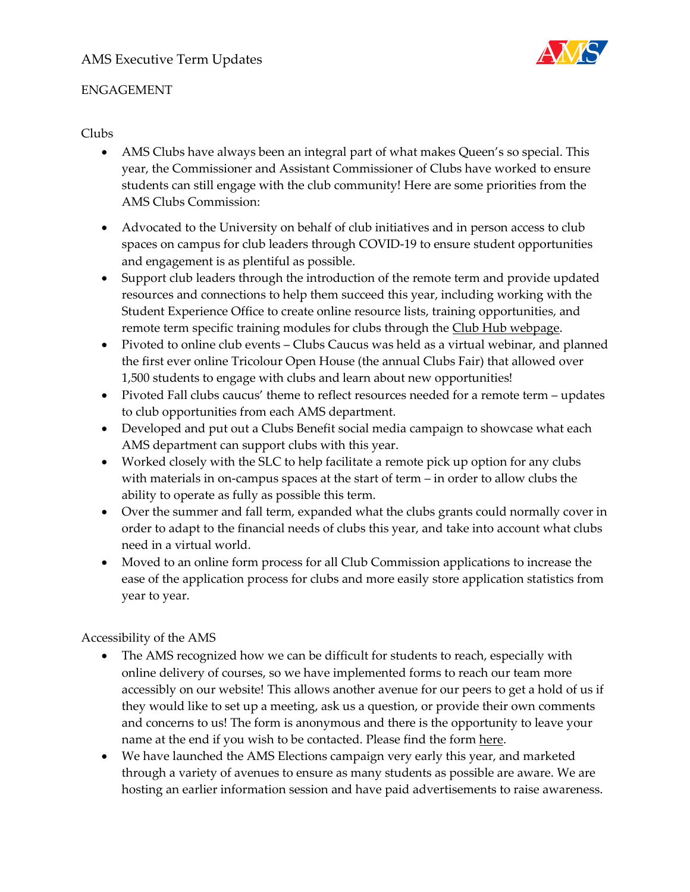## ENGAGEMENT

### Clubs

- AMS Clubs have always been an integral part of what makes Queen's so special. This year, the Commissioner and Assistant Commissioner of Clubs have worked to ensure students can still engage with the club community! Here are some priorities from the AMS Clubs Commission:

- Advocated to the University on behalf of club initiatives and in person access to club spaces on campus for club leaders through COVID-19 to ensure student opportunities and engagement is as plentiful as possible.
- Support club leaders through the introduction of the remote term and provide updated resources and connections to help them succeed this year, including working with the Student Experience Office to create online resource lists, training opportunities, and remote term specific training modules for clubs through the Club Hub webpage.
- Pivoted to online club events – Clubs Caucus was held as a virtual webinar, and planned the first ever online Tricolour Open House (the annual Clubs Fair) that allowed over 1,500 students to engage with clubs and learn about new opportunities!
- Pivoted Fall clubs caucus' theme to reflect resources needed for a remote term – updates to club opportunities from each AMS department.
- Developed and put out a Clubs Benefit social media campaign to showcase what each AMS department can support clubs with this year.
- Worked closely with the SLC to help facilitate a remote pick up option for any clubs with materials in on-campus spaces at the start of term – in order to allow clubs the ability to operate as fully as possible this term.
- Over the summer and fall term, expanded what the clubs grants could normally cover in order to adapt to the financial needs of clubs this year, and take into account what clubs need in a virtual world.
- Moved to an online form process for all Club Commission applications to increase the ease of the application process for clubs and more easily store application statistics from year to year.

### Accessibility of the AMS

- The AMS recognized how we can be difficult for students to reach, especially with online delivery of courses, so we have implemented forms to reach our team more accessibly on our website! This allows another avenue for our peers to get a hold of us if they would like to set up a meeting, ask us a question, or provide their own comments and concerns to us! The form is anonymous and there is the opportunity to leave your name at the end if you wish to be contacted. Please find the form here.
- We have launched the AMS Elections campaign very early this year, and marketed through a variety of avenues to ensure as many students as possible are aware. We are hosting an earlier information session and have paid advertisements to raise awareness.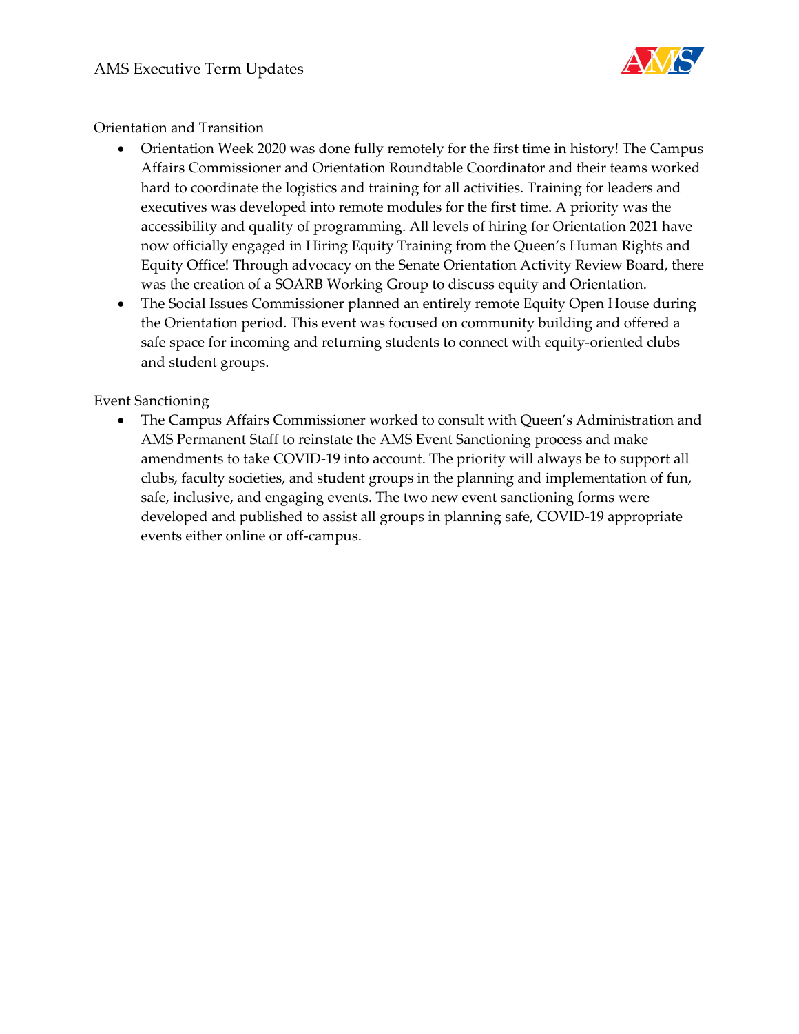## Orientation and Transition

- Orientation Week 2020 was done fully remotely for the first time in history! The Campus Affairs Commissioner and Orientation Roundtable Coordinator and their teams worked hard to coordinate the logistics and training for all activities. Training for leaders and executives was developed into remote modules for the first time. A priority was the accessibility and quality of programming. All levels of hiring for Orientation 2021 have now officially engaged in Hiring Equity Training from the Queen's Human Rights and Equity Office! Through advocacy on the Senate Orientation Activity Review Board, there was the creation of a SOARB Working Group to discuss equity and Orientation.
- The Social Issues Commissioner planned an entirely remote Equity Open House during the Orientation period. This event was focused on community building and offered a safe space for incoming and returning students to connect with equity-oriented clubs and student groups.

## Event Sanctioning

- The Campus Affairs Commissioner worked to consult with Queen's Administration and AMS Permanent Staff to reinstate the AMS Event Sanctioning process and make amendments to take COVID-19 into account. The priority will always be to support all clubs, faculty societies, and student groups in the planning and implementation of fun, safe, inclusive, and engaging events. The two new event sanctioning forms were developed and published to assist all groups in planning safe, COVID-19 appropriate events either online or off-campus.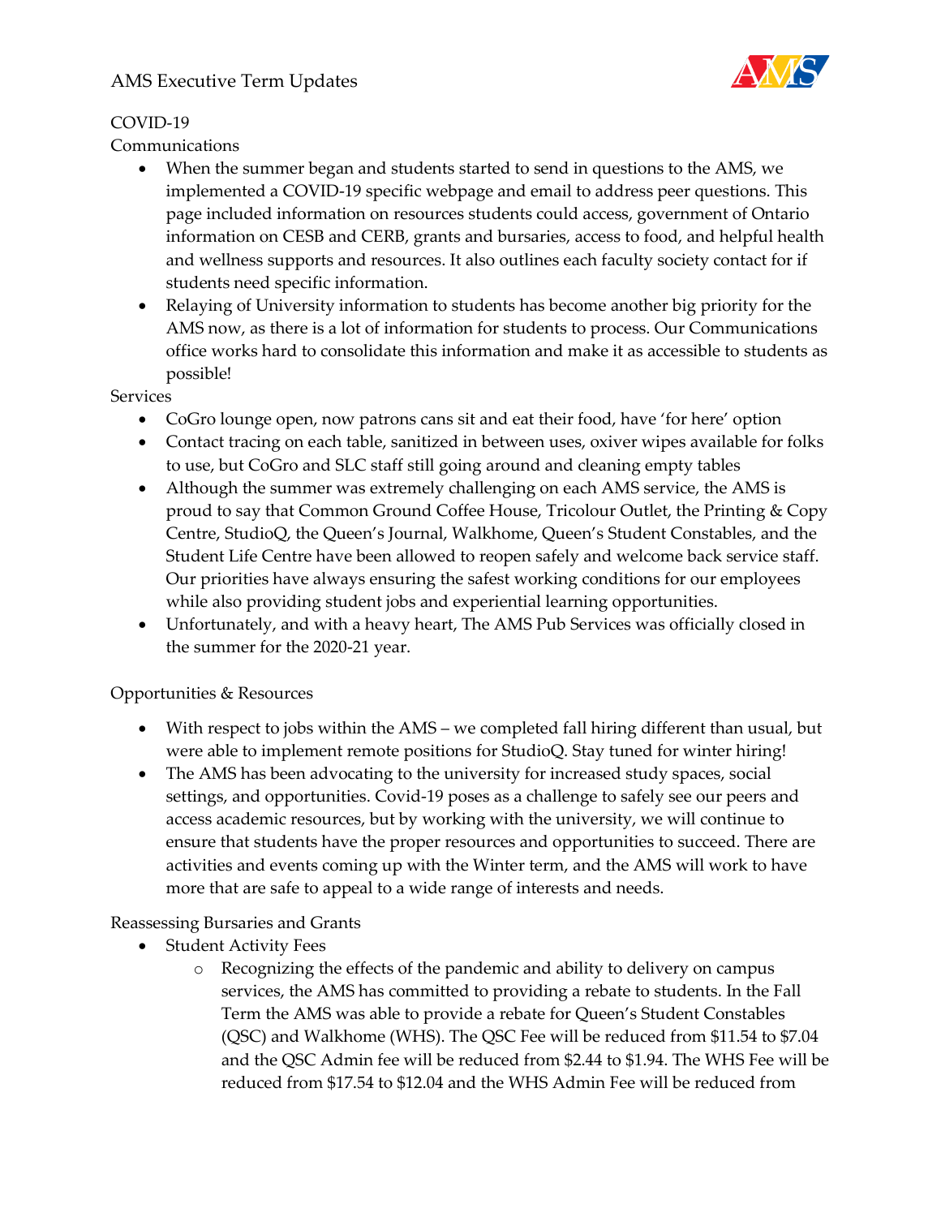COVID-19

Communications

- When the summer began and students started to send in questions to the AMS, we implemented a COVID-19 specific webpage and email to address peer questions. This page included information on resources students could access, government of Ontario information on CESB and CERB, grants and bursaries, access to food, and helpful health and wellness supports and resources. It also outlines each faculty society contact for if students need specific information.
- Relaying of University information to students has become another big priority for the AMS now, as there is a lot of information for students to process. Our Communications office works hard to consolidate this information and make it as accessible to students as possible!

Services

- CoGro lounge open, now patrons cans sit and eat their food, have 'for here' option
- Contact tracing on each table, sanitized in between uses, oxiver wipes available for folks to use, but CoGro and SLC staff still going around and cleaning empty tables
- Although the summer was extremely challenging on each AMS service, the AMS is proud to say that Common Ground Coffee House, Tricolour Outlet, the Printing & Copy Centre, StudioQ, the Queen's Journal, Walkhome, Queen's Student Constables, and the Student Life Centre have been allowed to reopen safely and welcome back service staff. Our priorities have always ensuring the safest working conditions for our employees while also providing student jobs and experiential learning opportunities.
- Unfortunately, and with a heavy heart, The AMS Pub Services was officially closed in the summer for the 2020-21 year.

Opportunities & Resources

- With respect to jobs within the AMS – we completed fall hiring different than usual, but were able to implement remote positions for StudioQ. Stay tuned for winter hiring!
- The AMS has been advocating to the university for increased study spaces, social settings, and opportunities. Covid-19 poses as a challenge to safely see our peers and access academic resources, but by working with the university, we will continue to ensure that students have the proper resources and opportunities to succeed. There are activities and events coming up with the Winter term, and the AMS will work to have more that are safe to appeal to a wide range of interests and needs.

Reassessing Bursaries and Grants

- Student Activity Fees
  - Recognizing the effects of the pandemic and ability to delivery on campus services, the AMS has committed to providing a rebate to students. In the Fall Term the AMS was able to provide a rebate for Queen's Student Constables (QSC) and Walkhome (WHS). The QSC Fee will be reduced from $11.54 to $7.04 and the QSC Admin fee will be reduced from $2.44 to $1.94. The WHS Fee will be reduced from $17.54 to $12.04 and the WHS Admin Fee will be reduced from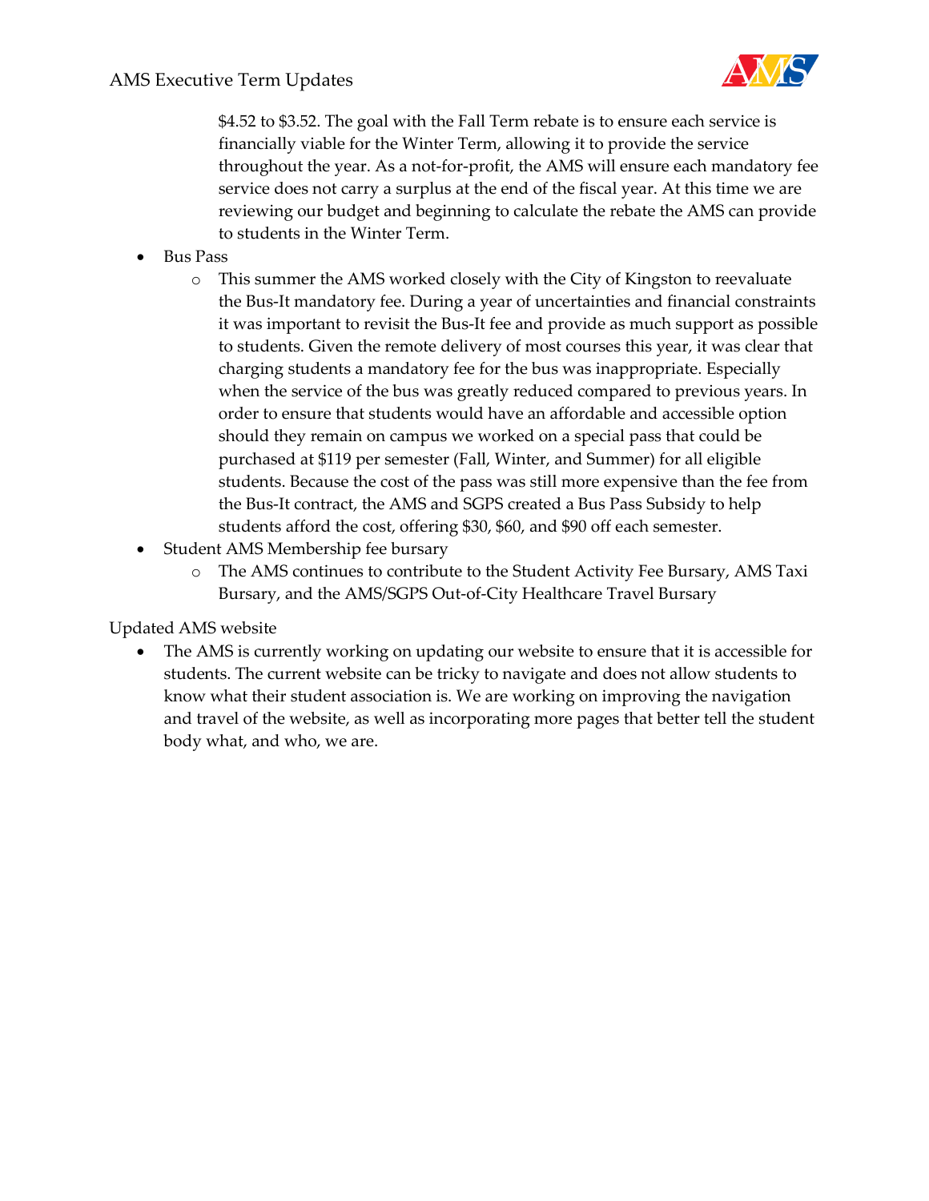$4.52 to $3.52. The goal with the Fall Term rebate is to ensure each service is financially viable for the Winter Term, allowing it to provide the service throughout the year. As a not-for-profit, the AMS will ensure each mandatory fee service does not carry a surplus at the end of the fiscal year. At this time we are reviewing our budget and beginning to calculate the rebate the AMS can provide to students in the Winter Term.

- Bus Pass
  - This summer the AMS worked closely with the City of Kingston to reevaluate the Bus-It mandatory fee. During a year of uncertainties and financial constraints it was important to revisit the Bus-It fee and provide as much support as possible to students. Given the remote delivery of most courses this year, it was clear that charging students a mandatory fee for the bus was inappropriate. Especially when the service of the bus was greatly reduced compared to previous years. In order to ensure that students would have an affordable and accessible option should they remain on campus we worked on a special pass that could be purchased at $119 per semester (Fall, Winter, and Summer) for all eligible students. Because the cost of the pass was still more expensive than the fee from the Bus-It contract, the AMS and SGPS created a Bus Pass Subsidy to help students afford the cost, offering $30, $60, and $90 off each semester.
- Student AMS Membership fee bursary
  - The AMS continues to contribute to the Student Activity Fee Bursary, AMS Taxi Bursary, and the AMS/SGPS Out-of-City Healthcare Travel Bursary

Updated AMS website

- The AMS is currently working on updating our website to ensure that it is accessible for students. The current website can be tricky to navigate and does not allow students to know what their student association is. We are working on improving the navigation and travel of the website, as well as incorporating more pages that better tell the student body what, and who, we are.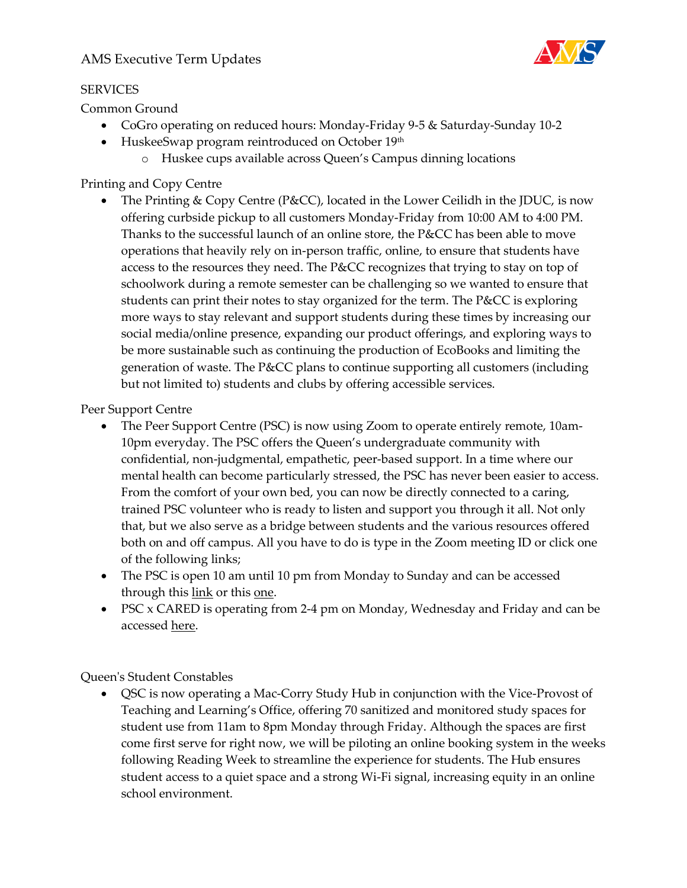SERVICES

Common Ground

- CoGro operating on reduced hours: Monday-Friday 9-5 & Saturday-Sunday 10-2
- HuskeeSwap program reintroduced on October 19th
  - Huskee cups available across Queen's Campus dinning locations

Printing and Copy Centre

- The Printing & Copy Centre (P&CC), located in the Lower Ceilidh in the JDUC, is now offering curbside pickup to all customers Monday-Friday from 10:00 AM to 4:00 PM. Thanks to the successful launch of an online store, the P&CC has been able to move operations that heavily rely on in-person traffic, online, to ensure that students have access to the resources they need. The P&CC recognizes that trying to stay on top of schoolwork during a remote semester can be challenging so we wanted to ensure that students can print their notes to stay organized for the term. The P&CC is exploring more ways to stay relevant and support students during these times by increasing our social media/online presence, expanding our product offerings, and exploring ways to be more sustainable such as continuing the production of EcoBooks and limiting the generation of waste. The P&CC plans to continue supporting all customers (including but not limited to) students and clubs by offering accessible services.

Peer Support Centre

- The Peer Support Centre (PSC) is now using Zoom to operate entirely remote, 10am-10pm everyday. The PSC offers the Queen's undergraduate community with confidential, non-judgmental, empathetic, peer-based support. In a time where our mental health can become particularly stressed, the PSC has never been easier to access. From the comfort of your own bed, you can now be directly connected to a caring, trained PSC volunteer who is ready to listen and support you through it all. Not only that, but we also serve as a bridge between students and the various resources offered both on and off campus. All you have to do is type in the Zoom meeting ID or click one of the following links;
- The PSC is open 10 am until 10 pm from Monday to Sunday and can be accessed through this link or this one.
- PSC x CARED is operating from 2-4 pm on Monday, Wednesday and Friday and can be accessed here.

Queen's Student Constables

- QSC is now operating a Mac-Corry Study Hub in conjunction with the Vice-Provost of Teaching and Learning's Office, offering 70 sanitized and monitored study spaces for student use from 11am to 8pm Monday through Friday. Although the spaces are first come first serve for right now, we will be piloting an online booking system in the weeks following Reading Week to streamline the experience for students. The Hub ensures student access to a quiet space and a strong Wi-Fi signal, increasing equity in an online school environment.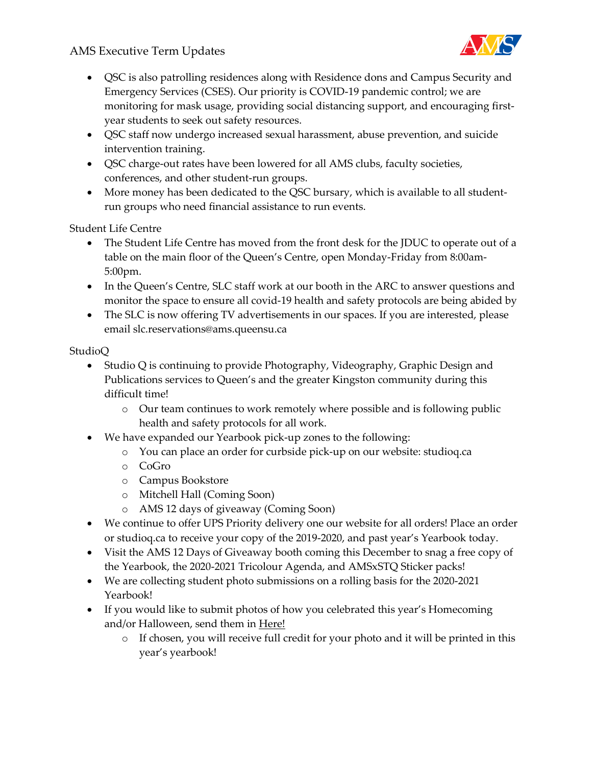- QSC is also patrolling residences along with Residence dons and Campus Security and Emergency Services (CSES). Our priority is COVID-19 pandemic control; we are monitoring for mask usage, providing social distancing support, and encouraging first-year students to seek out safety resources.
- QSC staff now undergo increased sexual harassment, abuse prevention, and suicide intervention training.
- QSC charge-out rates have been lowered for all AMS clubs, faculty societies, conferences, and other student-run groups.
- More money has been dedicated to the QSC bursary, which is available to all student-run groups who need financial assistance to run events.

Student Life Centre

- The Student Life Centre has moved from the front desk for the JDUC to operate out of a table on the main floor of the Queen's Centre, open Monday-Friday from 8:00am-5:00pm.
- In the Queen's Centre, SLC staff work at our booth in the ARC to answer questions and monitor the space to ensure all covid-19 health and safety protocols are being abided by
- The SLC is now offering TV advertisements in our spaces. If you are interested, please email slc.reservations@ams.queensu.ca

StudioQ

- Studio Q is continuing to provide Photography, Videography, Graphic Design and Publications services to Queen's and the greater Kingston community during this difficult time!
  - Our team continues to work remotely where possible and is following public health and safety protocols for all work.
- We have expanded our Yearbook pick-up zones to the following:
  - You can place an order for curbside pick-up on our website: studioq.ca
  - CoGro
  - Campus Bookstore
  - Mitchell Hall (Coming Soon)
  - AMS 12 days of giveaway (Coming Soon)
- We continue to offer UPS Priority delivery one our website for all orders! Place an order or studioq.ca to receive your copy of the 2019-2020, and past year's Yearbook today.
- Visit the AMS 12 Days of Giveaway booth coming this December to snag a free copy of the Yearbook, the 2020-2021 Tricolour Agenda, and AMSxSTQ Sticker packs!
- We are collecting student photo submissions on a rolling basis for the 2020-2021 Yearbook!
- If you would like to submit photos of how you celebrated this year's Homecoming and/or Halloween, send them in Here!
  - If chosen, you will receive full credit for your photo and it will be printed in this year's yearbook!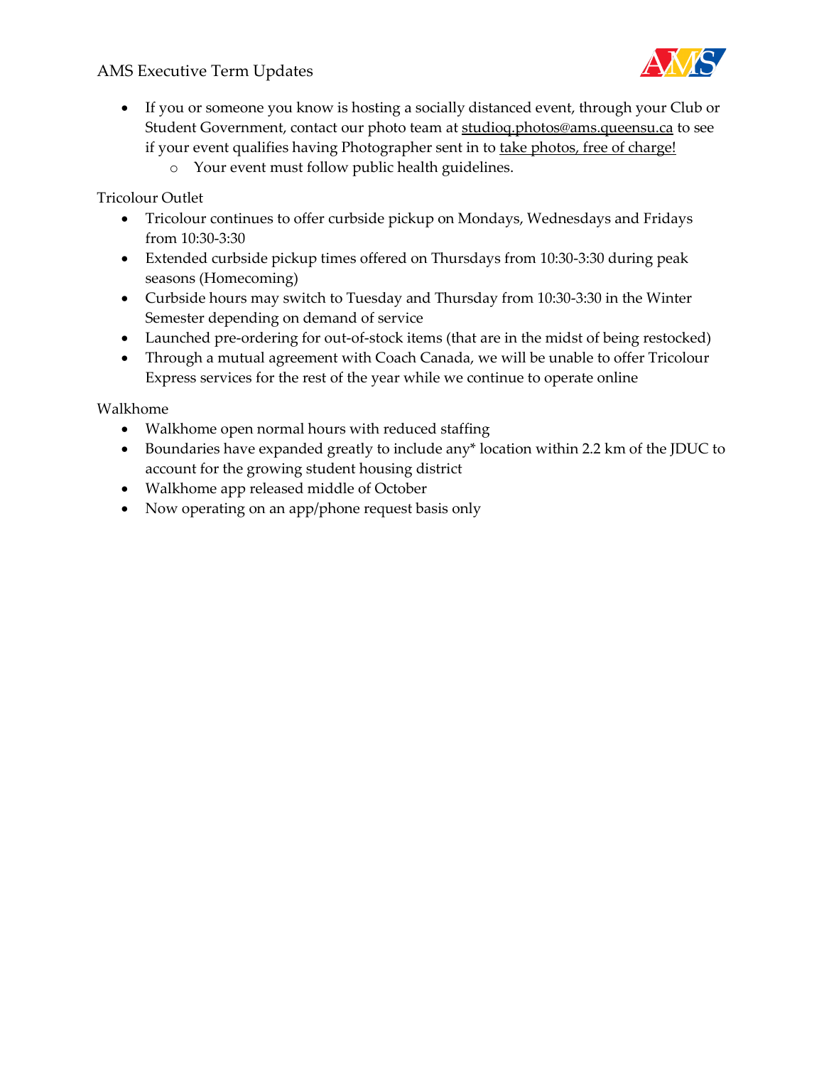- If you or someone you know is hosting a socially distanced event, through your Club or Student Government, contact our photo team at studioq.photos@ams.queensu.ca to see if your event qualifies having Photographer sent in to take photos, free of charge!
    - Your event must follow public health guidelines.

Tricolour Outlet

- Tricolour continues to offer curbside pickup on Mondays, Wednesdays and Fridays from 10:30-3:30
- Extended curbside pickup times offered on Thursdays from 10:30-3:30 during peak seasons (Homecoming)
- Curbside hours may switch to Tuesday and Thursday from 10:30-3:30 in the Winter Semester depending on demand of service
- Launched pre-ordering for out-of-stock items (that are in the midst of being restocked)
- Through a mutual agreement with Coach Canada, we will be unable to offer Tricolour Express services for the rest of the year while we continue to operate online

Walkhome

- Walkhome open normal hours with reduced staffing
- Boundaries have expanded greatly to include any* location within 2.2 km of the JDUC to account for the growing student housing district
- Walkhome app released middle of October
- Now operating on an app/phone request basis only